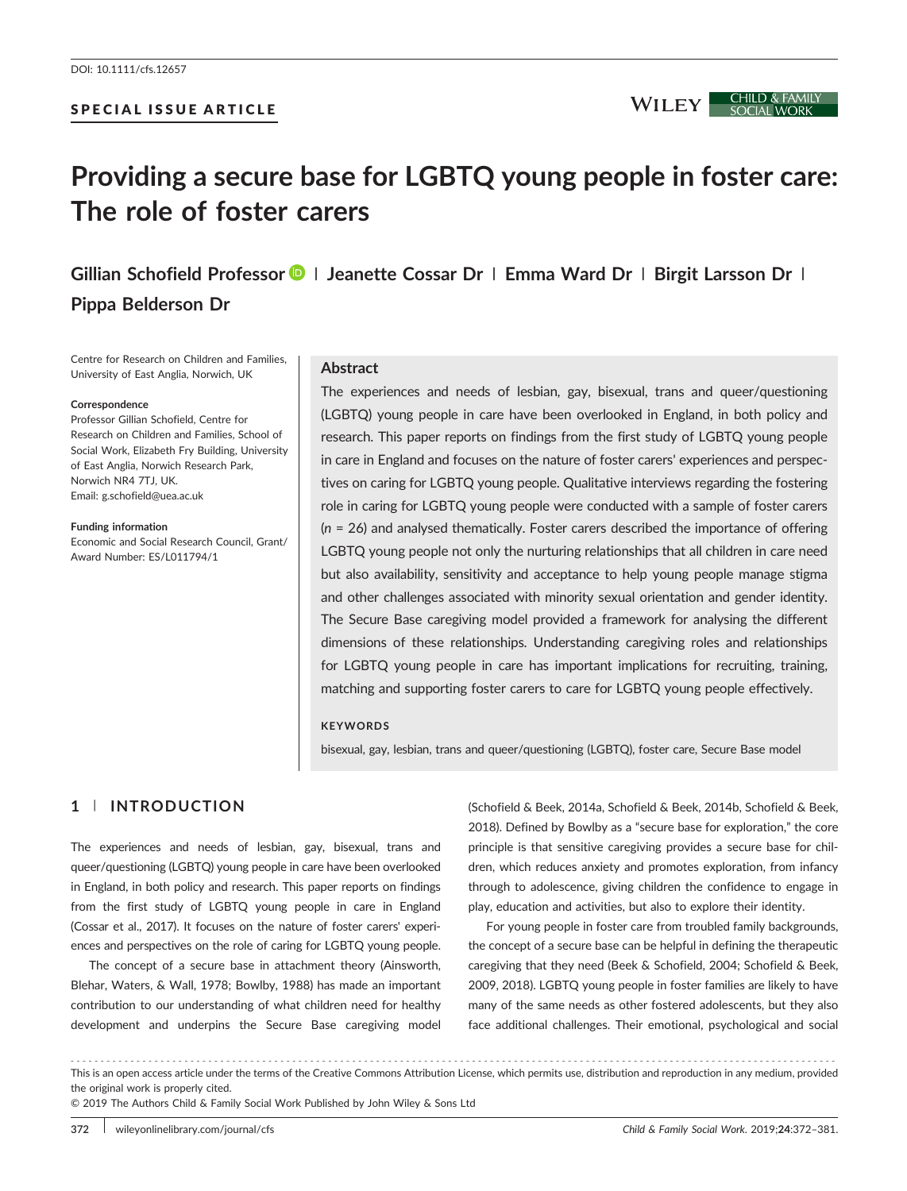DOI: 10.1111/cfs.12657

SPECIAL ISSUE ARTICLE

# Providing a secure base for LGBTQ young people in foster care: The role of foster carers

**Gillian Schofield Professor | Jeanette Cossar Dr | Emma Ward Dr | Birgit Larsson Dr | Pippa Belderson Dr**

Centre for Research on Children and Families, University of East Anglia, Norwich, UK

**Correspondence**
Professor Gillian Schofield, Centre for Research on Children and Families, School of Social Work, Elizabeth Fry Building, University of East Anglia, Norwich Research Park, Norwich NR4 7TJ, UK.
Email: g.schofield@uea.ac.uk

**Funding information**
Economic and Social Research Council, Grant/Award Number: ES/L011794/1

## Abstract

The experiences and needs of lesbian, gay, bisexual, trans and queer/questioning (LGBTQ) young people in care have been overlooked in England, in both policy and research. This paper reports on findings from the first study of LGBTQ young people in care in England and focuses on the nature of foster carers' experiences and perspectives on caring for LGBTQ young people. Qualitative interviews regarding the fostering role in caring for LGBTQ young people were conducted with a sample of foster carers (*n* = 26) and analysed thematically. Foster carers described the importance of offering LGBTQ young people not only the nurturing relationships that all children in care need but also availability, sensitivity and acceptance to help young people manage stigma and other challenges associated with minority sexual orientation and gender identity. The Secure Base caregiving model provided a framework for analysing the different dimensions of these relationships. Understanding caregiving roles and relationships for LGBTQ young people in care has important implications for recruiting, training, matching and supporting foster carers to care for LGBTQ young people effectively.

**KEYWORDS**

bisexual, gay, lesbian, trans and queer/questioning (LGBTQ), foster care, Secure Base model

## 1 | INTRODUCTION

The experiences and needs of lesbian, gay, bisexual, trans and queer/questioning (LGBTQ) young people in care have been overlooked in England, in both policy and research. This paper reports on findings from the first study of LGBTQ young people in care in England (Cossar et al., 2017). It focuses on the nature of foster carers' experiences and perspectives on the role of caring for LGBTQ young people.

The concept of a secure base in attachment theory (Ainsworth, Blehar, Waters, & Wall, 1978; Bowlby, 1988) has made an important contribution to our understanding of what children need for healthy development and underpins the Secure Base caregiving model (Schofield & Beek, 2014a, Schofield & Beek, 2014b, Schofield & Beek, 2018). Defined by Bowlby as a "secure base for exploration," the core principle is that sensitive caregiving provides a secure base for children, which reduces anxiety and promotes exploration, from infancy through to adolescence, giving children the confidence to engage in play, education and activities, but also to explore their identity.

For young people in foster care from troubled family backgrounds, the concept of a secure base can be helpful in defining the therapeutic caregiving that they need (Beek & Schofield, 2004; Schofield & Beek, 2009, 2018). LGBTQ young people in foster families are likely to have many of the same needs as other fostered adolescents, but they also face additional challenges. Their emotional, psychological and social

---

This is an open access article under the terms of the Creative Commons Attribution License, which permits use, distribution and reproduction in any medium, provided the original work is properly cited.
© 2019 The Authors Child & Family Social Work Published by John Wiley & Sons Ltd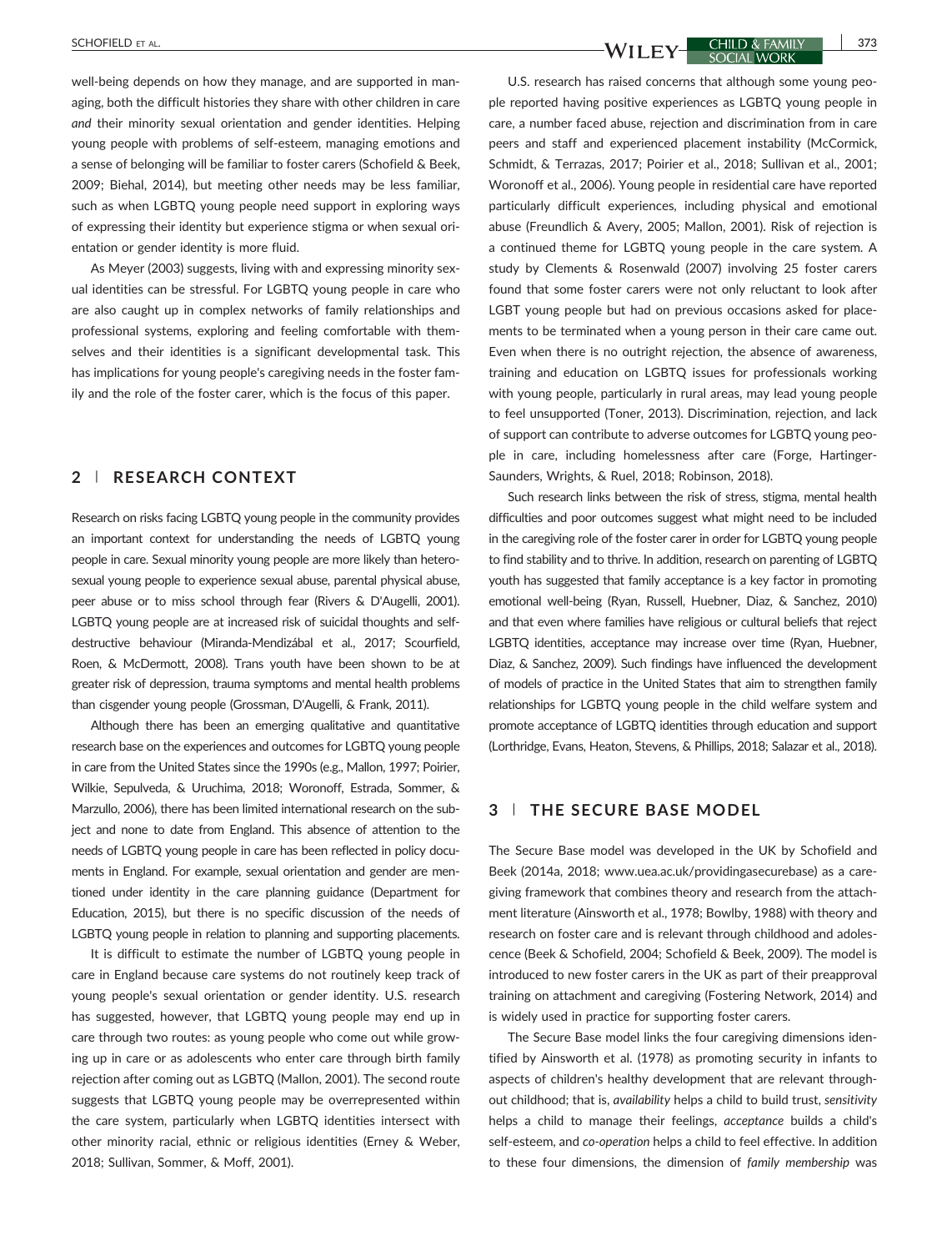well-being depends on how they manage, and are supported in managing, both the difficult histories they share with other children in care *and* their minority sexual orientation and gender identities. Helping young people with problems of self-esteem, managing emotions and a sense of belonging will be familiar to foster carers (Schofield & Beek, 2009; Biehal, 2014), but meeting other needs may be less familiar, such as when LGBTQ young people need support in exploring ways of expressing their identity but experience stigma or when sexual orientation or gender identity is more fluid.

As Meyer (2003) suggests, living with and expressing minority sexual identities can be stressful. For LGBTQ young people in care who are also caught up in complex networks of family relationships and professional systems, exploring and feeling comfortable with themselves and their identities is a significant developmental task. This has implications for young people's caregiving needs in the foster family and the role of the foster carer, which is the focus of this paper.

## 2 | RESEARCH CONTEXT

Research on risks facing LGBTQ young people in the community provides an important context for understanding the needs of LGBTQ young people in care. Sexual minority young people are more likely than heterosexual young people to experience sexual abuse, parental physical abuse, peer abuse or to miss school through fear (Rivers & D'Augelli, 2001). LGBTQ young people are at increased risk of suicidal thoughts and self-destructive behaviour (Miranda-Mendizábal et al., 2017; Scourfield, Roen, & McDermott, 2008). Trans youth have been shown to be at greater risk of depression, trauma symptoms and mental health problems than cisgender young people (Grossman, D'Augelli, & Frank, 2011).

Although there has been an emerging qualitative and quantitative research base on the experiences and outcomes for LGBTQ young people in care from the United States since the 1990s (e.g., Mallon, 1997; Poirier, Wilkie, Sepulveda, & Uruchima, 2018; Woronoff, Estrada, Sommer, & Marzullo, 2006), there has been limited international research on the subject and none to date from England. This absence of attention to the needs of LGBTQ young people in care has been reflected in policy documents in England. For example, sexual orientation and gender are mentioned under identity in the care planning guidance (Department for Education, 2015), but there is no specific discussion of the needs of LGBTQ young people in relation to planning and supporting placements.

It is difficult to estimate the number of LGBTQ young people in care in England because care systems do not routinely keep track of young people's sexual orientation or gender identity. U.S. research has suggested, however, that LGBTQ young people may end up in care through two routes: as young people who come out while growing up in care or as adolescents who enter care through birth family rejection after coming out as LGBTQ (Mallon, 2001). The second route suggests that LGBTQ young people may be overrepresented within the care system, particularly when LGBTQ identities intersect with other minority racial, ethnic or religious identities (Erney & Weber, 2018; Sullivan, Sommer, & Moff, 2001).

U.S. research has raised concerns that although some young people reported having positive experiences as LGBTQ young people in care, a number faced abuse, rejection and discrimination from in care peers and staff and experienced placement instability (McCormick, Schmidt, & Terrazas, 2017; Poirier et al., 2018; Sullivan et al., 2001; Woronoff et al., 2006). Young people in residential care have reported particularly difficult experiences, including physical and emotional abuse (Freundlich & Avery, 2005; Mallon, 2001). Risk of rejection is a continued theme for LGBTQ young people in the care system. A study by Clements & Rosenwald (2007) involving 25 foster carers found that some foster carers were not only reluctant to look after LGBT young people but had on previous occasions asked for placements to be terminated when a young person in their care came out. Even when there is no outright rejection, the absence of awareness, training and education on LGBTQ issues for professionals working with young people, particularly in rural areas, may lead young people to feel unsupported (Toner, 2013). Discrimination, rejection, and lack of support can contribute to adverse outcomes for LGBTQ young people in care, including homelessness after care (Forge, Hartinger-Saunders, Wrights, & Ruel, 2018; Robinson, 2018).

Such research links between the risk of stress, stigma, mental health difficulties and poor outcomes suggest what might need to be included in the caregiving role of the foster carer in order for LGBTQ young people to find stability and to thrive. In addition, research on parenting of LGBTQ youth has suggested that family acceptance is a key factor in promoting emotional well-being (Ryan, Russell, Huebner, Diaz, & Sanchez, 2010) and that even where families have religious or cultural beliefs that reject LGBTQ identities, acceptance may increase over time (Ryan, Huebner, Diaz, & Sanchez, 2009). Such findings have influenced the development of models of practice in the United States that aim to strengthen family relationships for LGBTQ young people in the child welfare system and promote acceptance of LGBTQ identities through education and support (Lorthridge, Evans, Heaton, Stevens, & Phillips, 2018; Salazar et al., 2018).

## 3 | THE SECURE BASE MODEL

The Secure Base model was developed in the UK by Schofield and Beek (2014a, 2018; www.uea.ac.uk/providingasecurebase) as a caregiving framework that combines theory and research from the attachment literature (Ainsworth et al., 1978; Bowlby, 1988) with theory and research on foster care and is relevant through childhood and adolescence (Beek & Schofield, 2004; Schofield & Beek, 2009). The model is introduced to new foster carers in the UK as part of their preapproval training on attachment and caregiving (Fostering Network, 2014) and is widely used in practice for supporting foster carers.

The Secure Base model links the four caregiving dimensions identified by Ainsworth et al. (1978) as promoting security in infants to aspects of children's healthy development that are relevant throughout childhood; that is, *availability* helps a child to build trust, *sensitivity* helps a child to manage their feelings, *acceptance* builds a child's self-esteem, and *co-operation* helps a child to feel effective. In addition to these four dimensions, the dimension of *family membership* was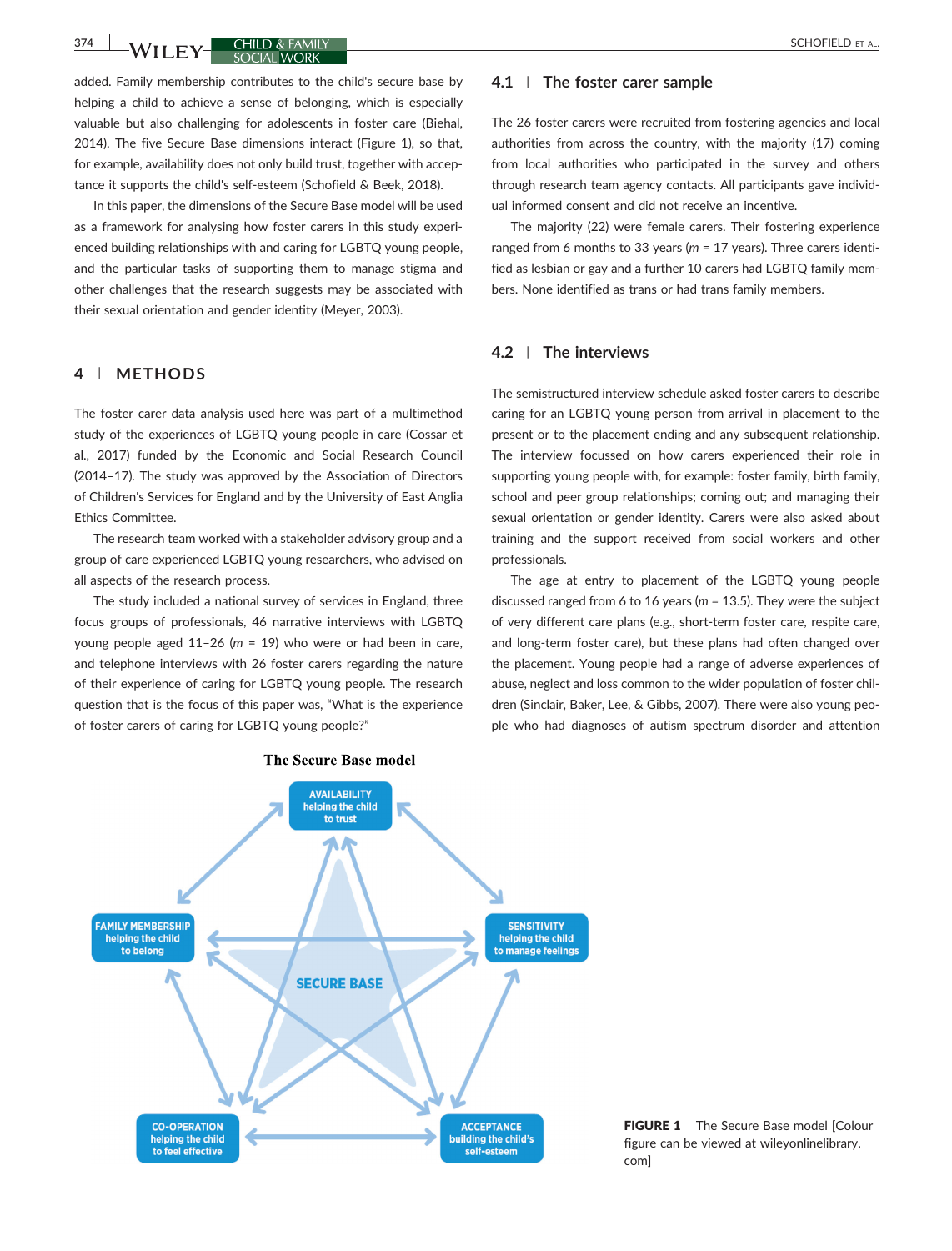added. Family membership contributes to the child's secure base by helping a child to achieve a sense of belonging, which is especially valuable but also challenging for adolescents in foster care (Biehal, 2014). The five Secure Base dimensions interact (Figure 1), so that, for example, availability does not only build trust, together with acceptance it supports the child's self-esteem (Schofield & Beek, 2018).

In this paper, the dimensions of the Secure Base model will be used as a framework for analysing how foster carers in this study experienced building relationships with and caring for LGBTQ young people, and the particular tasks of supporting them to manage stigma and other challenges that the research suggests may be associated with their sexual orientation and gender identity (Meyer, 2003).

## 4 | METHODS

The foster carer data analysis used here was part of a multimethod study of the experiences of LGBTQ young people in care (Cossar et al., 2017) funded by the Economic and Social Research Council (2014–17). The study was approved by the Association of Directors of Children's Services for England and by the University of East Anglia Ethics Committee.

The research team worked with a stakeholder advisory group and a group of care experienced LGBTQ young researchers, who advised on all aspects of the research process.

The study included a national survey of services in England, three focus groups of professionals, 46 narrative interviews with LGBTQ young people aged 11–26 ($m$ = 19) who were or had been in care, and telephone interviews with 26 foster carers regarding the nature of their experience of caring for LGBTQ young people. The research question that is the focus of this paper was, "What is the experience of foster carers of caring for LGBTQ young people?"

### 4.1 | The foster carer sample

The 26 foster carers were recruited from fostering agencies and local authorities from across the country, with the majority (17) coming from local authorities who participated in the survey and others through research team agency contacts. All participants gave individual informed consent and did not receive an incentive.

The majority (22) were female carers. Their fostering experience ranged from 6 months to 33 years ($m$ = 17 years). Three carers identified as lesbian or gay and a further 10 carers had LGBTQ family members. None identified as trans or had trans family members.

### 4.2 | The interviews

The semistructured interview schedule asked foster carers to describe caring for an LGBTQ young person from arrival in placement to the present or to the placement ending and any subsequent relationship. The interview focussed on how carers experienced their role in supporting young people with, for example: foster family, birth family, school and peer group relationships; coming out; and managing their sexual orientation or gender identity. Carers were also asked about training and the support received from social workers and other professionals.

The age at entry to placement of the LGBTQ young people discussed ranged from 6 to 16 years ($m$ = 13.5). They were the subject of very different care plans (e.g., short-term foster care, respite care, and long-term foster care), but these plans had often changed over the placement. Young people had a range of adverse experiences of abuse, neglect and loss common to the wider population of foster children (Sinclair, Baker, Lee, & Gibbs, 2007). There were also young people who had diagnoses of autism spectrum disorder and attention

**The Secure Base model**

AVAILABILITY helping the child to trust

SENSITIVITY helping the child to manage feelings

ACCEPTANCE building the child's self-esteem

CO-OPERATION helping the child to feel effective

FAMILY MEMBERSHIP helping the child to belong

SECURE BASE

**FIGURE 1** The Secure Base model [Colour figure can be viewed at wileyonlinelibrary.com]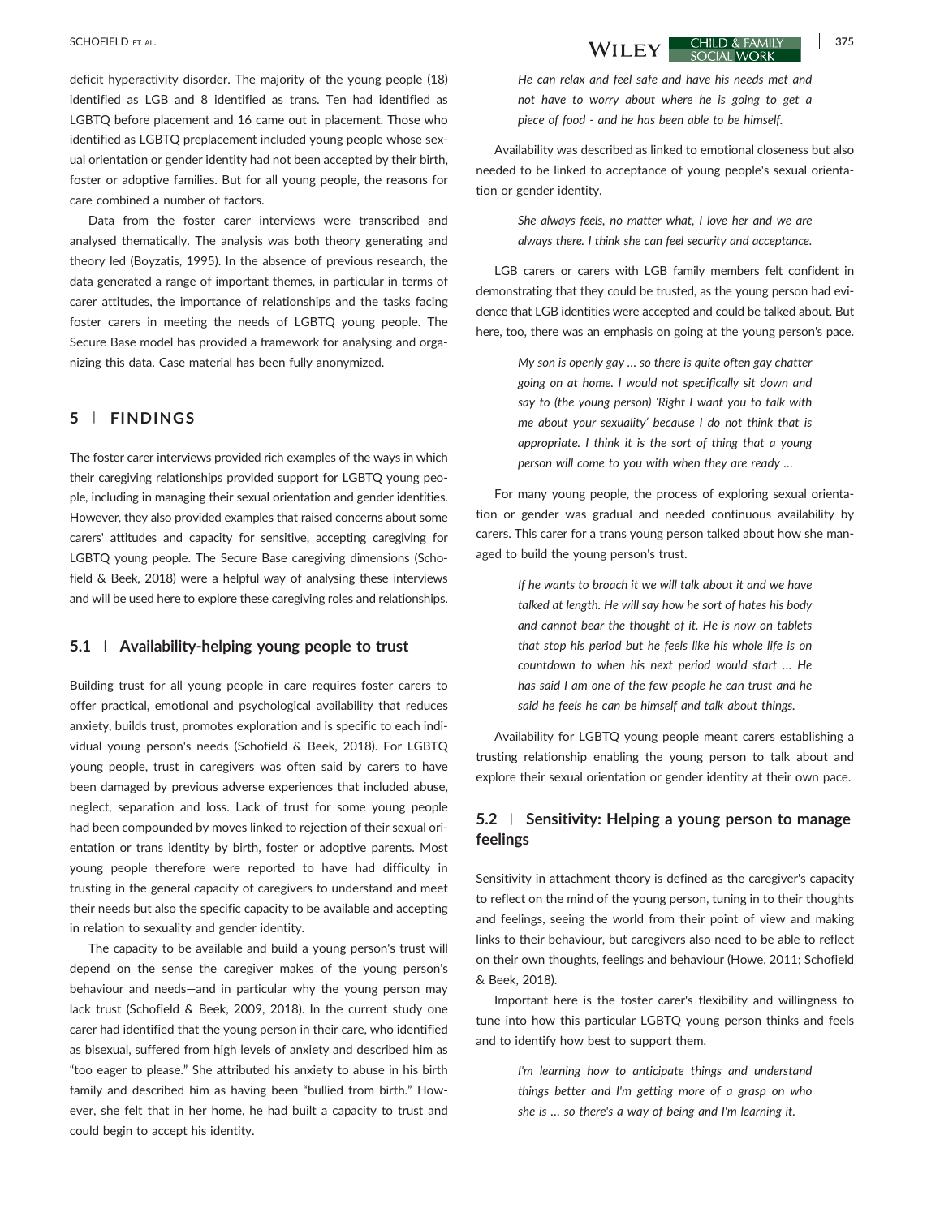deficit hyperactivity disorder. The majority of the young people (18) identified as LGB and 8 identified as trans. Ten had identified as LGBTQ before placement and 16 came out in placement. Those who identified as LGBTQ preplacement included young people whose sexual orientation or gender identity had not been accepted by their birth, foster or adoptive families. But for all young people, the reasons for care combined a number of factors.

Data from the foster carer interviews were transcribed and analysed thematically. The analysis was both theory generating and theory led (Boyzatis, 1995). In the absence of previous research, the data generated a range of important themes, in particular in terms of carer attitudes, the importance of relationships and the tasks facing foster carers in meeting the needs of LGBTQ young people. The Secure Base model has provided a framework for analysing and organizing this data. Case material has been fully anonymized.

## 5 | FINDINGS

The foster carer interviews provided rich examples of the ways in which their caregiving relationships provided support for LGBTQ young people, including in managing their sexual orientation and gender identities. However, they also provided examples that raised concerns about some carers' attitudes and capacity for sensitive, accepting caregiving for LGBTQ young people. The Secure Base caregiving dimensions (Schofield & Beek, 2018) were a helpful way of analysing these interviews and will be used here to explore these caregiving roles and relationships.

### 5.1 | Availability-helping young people to trust

Building trust for all young people in care requires foster carers to offer practical, emotional and psychological availability that reduces anxiety, builds trust, promotes exploration and is specific to each individual young person's needs (Schofield & Beek, 2018). For LGBTQ young people, trust in caregivers was often said by carers to have been damaged by previous adverse experiences that included abuse, neglect, separation and loss. Lack of trust for some young people had been compounded by moves linked to rejection of their sexual orientation or trans identity by birth, foster or adoptive parents. Most young people therefore were reported to have had difficulty in trusting in the general capacity of caregivers to understand and meet their needs but also the specific capacity to be available and accepting in relation to sexuality and gender identity.

The capacity to be available and build a young person's trust will depend on the sense the caregiver makes of the young person's behaviour and needs—and in particular why the young person may lack trust (Schofield & Beek, 2009, 2018). In the current study one carer had identified that the young person in their care, who identified as bisexual, suffered from high levels of anxiety and described him as "too eager to please." She attributed his anxiety to abuse in his birth family and described him as having been "bullied from birth." However, she felt that in her home, he had built a capacity to trust and could begin to accept his identity.

> *He can relax and feel safe and have his needs met and not have to worry about where he is going to get a piece of food - and he has been able to be himself.*

Availability was described as linked to emotional closeness but also needed to be linked to acceptance of young people's sexual orientation or gender identity.

> *She always feels, no matter what, I love her and we are always there. I think she can feel security and acceptance.*

LGB carers or carers with LGB family members felt confident in demonstrating that they could be trusted, as the young person had evidence that LGB identities were accepted and could be talked about. But here, too, there was an emphasis on going at the young person's pace.

> *My son is openly gay … so there is quite often gay chatter going on at home. I would not specifically sit down and say to (the young person) 'Right I want you to talk with me about your sexuality' because I do not think that is appropriate. I think it is the sort of thing that a young person will come to you with when they are ready …*

For many young people, the process of exploring sexual orientation or gender was gradual and needed continuous availability by carers. This carer for a trans young person talked about how she managed to build the young person's trust.

> *If he wants to broach it we will talk about it and we have talked at length. He will say how he sort of hates his body and cannot bear the thought of it. He is now on tablets that stop his period but he feels like his whole life is on countdown to when his next period would start … He has said I am one of the few people he can trust and he said he feels he can be himself and talk about things.*

Availability for LGBTQ young people meant carers establishing a trusting relationship enabling the young person to talk about and explore their sexual orientation or gender identity at their own pace.

### 5.2 | Sensitivity: Helping a young person to manage feelings

Sensitivity in attachment theory is defined as the caregiver's capacity to reflect on the mind of the young person, tuning in to their thoughts and feelings, seeing the world from their point of view and making links to their behaviour, but caregivers also need to be able to reflect on their own thoughts, feelings and behaviour (Howe, 2011; Schofield & Beek, 2018).

Important here is the foster carer's flexibility and willingness to tune into how this particular LGBTQ young person thinks and feels and to identify how best to support them.

> *I'm learning how to anticipate things and understand things better and I'm getting more of a grasp on who she is … so there's a way of being and I'm learning it.*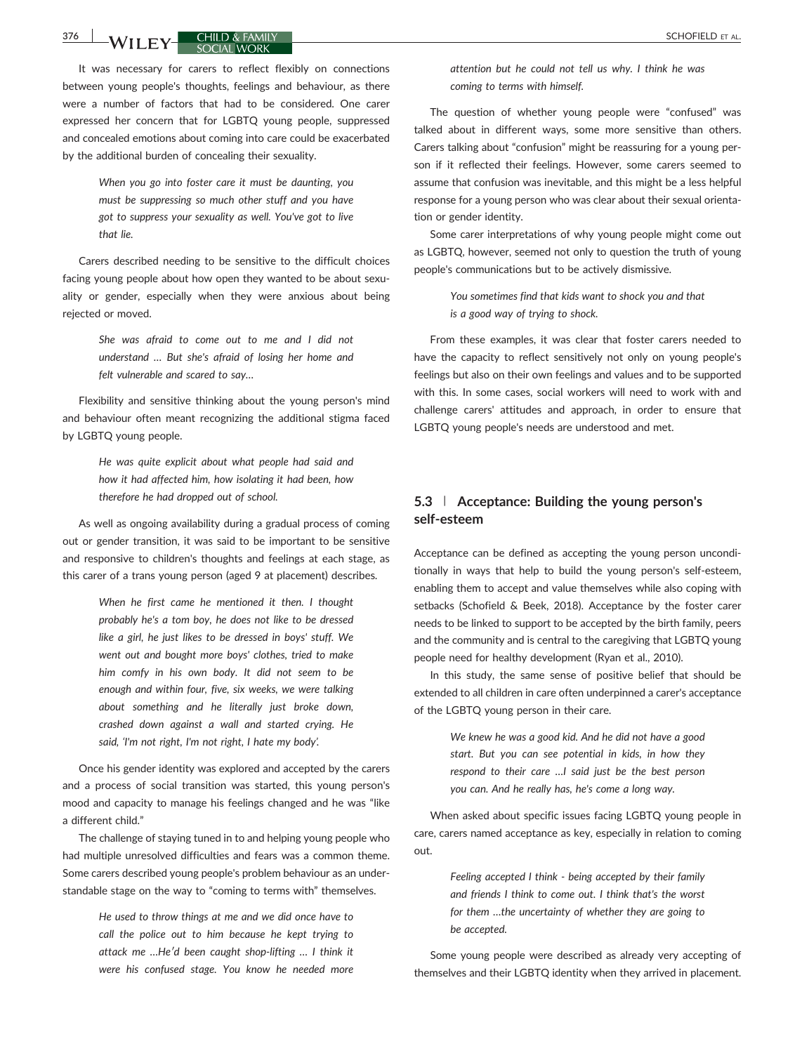It was necessary for carers to reflect flexibly on connections between young people's thoughts, feelings and behaviour, as there were a number of factors that had to be considered. One carer expressed her concern that for LGBTQ young people, suppressed and concealed emotions about coming into care could be exacerbated by the additional burden of concealing their sexuality.

> *When you go into foster care it must be daunting, you must be suppressing so much other stuff and you have got to suppress your sexuality as well. You've got to live that lie.*

Carers described needing to be sensitive to the difficult choices facing young people about how open they wanted to be about sexuality or gender, especially when they were anxious about being rejected or moved.

> *She was afraid to come out to me and I did not understand … But she's afraid of losing her home and felt vulnerable and scared to say…*

Flexibility and sensitive thinking about the young person's mind and behaviour often meant recognizing the additional stigma faced by LGBTQ young people.

> *He was quite explicit about what people had said and how it had affected him, how isolating it had been, how therefore he had dropped out of school.*

As well as ongoing availability during a gradual process of coming out or gender transition, it was said to be important to be sensitive and responsive to children's thoughts and feelings at each stage, as this carer of a trans young person (aged 9 at placement) describes.

> *When he first came he mentioned it then. I thought probably he's a tom boy, he does not like to be dressed like a girl, he just likes to be dressed in boys' stuff. We went out and bought more boys' clothes, tried to make him comfy in his own body. It did not seem to be enough and within four, five, six weeks, we were talking about something and he literally just broke down, crashed down against a wall and started crying. He said, 'I'm not right, I'm not right, I hate my body'.*

Once his gender identity was explored and accepted by the carers and a process of social transition was started, this young person's mood and capacity to manage his feelings changed and he was "like a different child."

The challenge of staying tuned in to and helping young people who had multiple unresolved difficulties and fears was a common theme. Some carers described young people's problem behaviour as an understandable stage on the way to "coming to terms with" themselves.

> *He used to throw things at me and we did once have to call the police out to him because he kept trying to attack me …He'd been caught shop-lifting … I think it were his confused stage. You know he needed more attention but he could not tell us why. I think he was coming to terms with himself.*

The question of whether young people were "confused" was talked about in different ways, some more sensitive than others. Carers talking about "confusion" might be reassuring for a young person if it reflected their feelings. However, some carers seemed to assume that confusion was inevitable, and this might be a less helpful response for a young person who was clear about their sexual orientation or gender identity.

Some carer interpretations of why young people might come out as LGBTQ, however, seemed not only to question the truth of young people's communications but to be actively dismissive.

> *You sometimes find that kids want to shock you and that is a good way of trying to shock.*

From these examples, it was clear that foster carers needed to have the capacity to reflect sensitively not only on young people's feelings but also on their own feelings and values and to be supported with this. In some cases, social workers will need to work with and challenge carers' attitudes and approach, in order to ensure that LGBTQ young people's needs are understood and met.

### 5.3 | Acceptance: Building the young person's self-esteem

Acceptance can be defined as accepting the young person unconditionally in ways that help to build the young person's self-esteem, enabling them to accept and value themselves while also coping with setbacks (Schofield & Beek, 2018). Acceptance by the foster carer needs to be linked to support to be accepted by the birth family, peers and the community and is central to the caregiving that LGBTQ young people need for healthy development (Ryan et al., 2010).

In this study, the same sense of positive belief that should be extended to all children in care often underpinned a carer's acceptance of the LGBTQ young person in their care.

> *We knew he was a good kid. And he did not have a good start. But you can see potential in kids, in how they respond to their care …I said just be the best person you can. And he really has, he's come a long way.*

When asked about specific issues facing LGBTQ young people in care, carers named acceptance as key, especially in relation to coming out.

> *Feeling accepted I think - being accepted by their family and friends I think to come out. I think that's the worst for them …the uncertainty of whether they are going to be accepted.*

Some young people were described as already very accepting of themselves and their LGBTQ identity when they arrived in placement.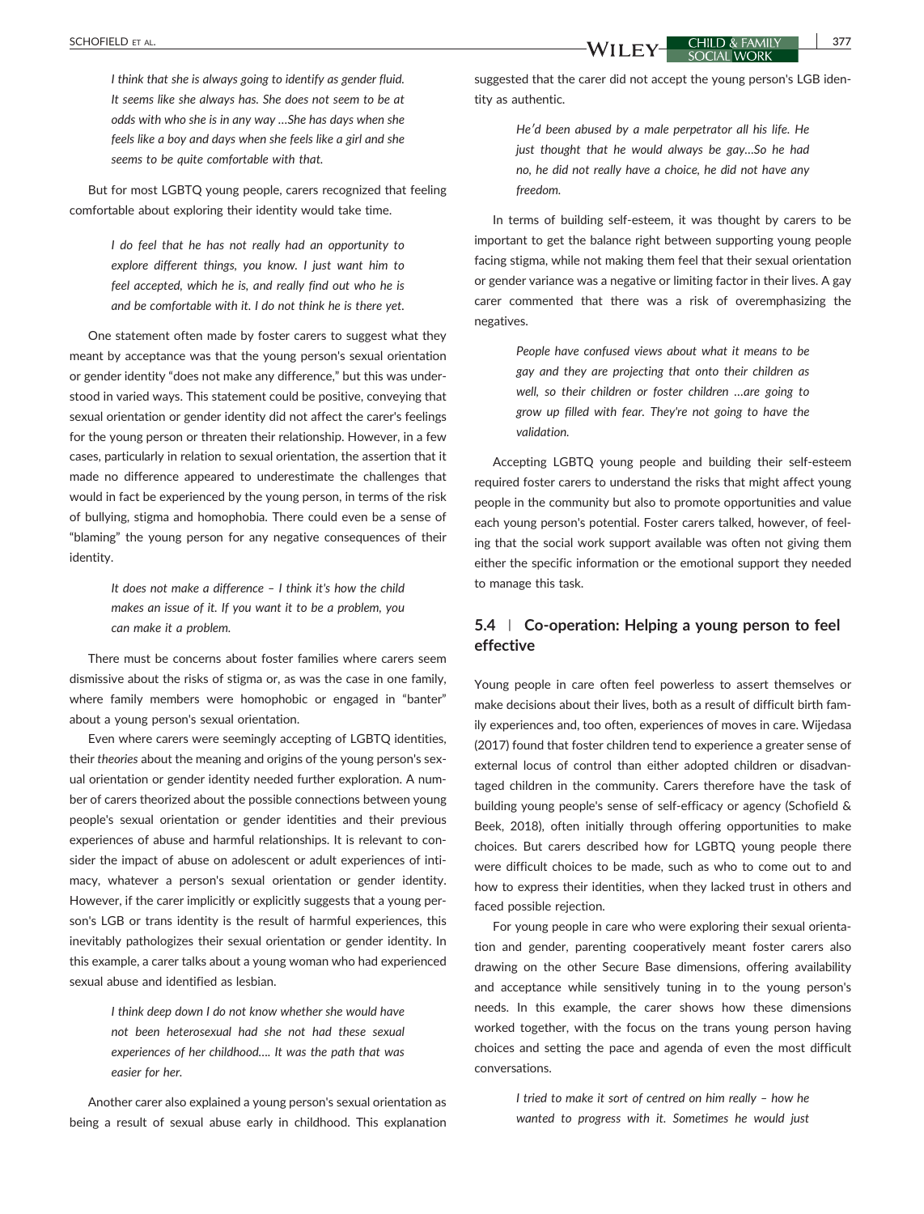> *I think that she is always going to identify as gender fluid. It seems like she always has. She does not seem to be at odds with who she is in any way …She has days when she feels like a boy and days when she feels like a girl and she seems to be quite comfortable with that.*

But for most LGBTQ young people, carers recognized that feeling comfortable about exploring their identity would take time.

> *I do feel that he has not really had an opportunity to explore different things, you know. I just want him to feel accepted, which he is, and really find out who he is and be comfortable with it. I do not think he is there yet.*

One statement often made by foster carers to suggest what they meant by acceptance was that the young person's sexual orientation or gender identity "does not make any difference," but this was understood in varied ways. This statement could be positive, conveying that sexual orientation or gender identity did not affect the carer's feelings for the young person or threaten their relationship. However, in a few cases, particularly in relation to sexual orientation, the assertion that it made no difference appeared to underestimate the challenges that would in fact be experienced by the young person, in terms of the risk of bullying, stigma and homophobia. There could even be a sense of "blaming" the young person for any negative consequences of their identity.

> *It does not make a difference – I think it's how the child makes an issue of it. If you want it to be a problem, you can make it a problem.*

There must be concerns about foster families where carers seem dismissive about the risks of stigma or, as was the case in one family, where family members were homophobic or engaged in "banter" about a young person's sexual orientation.

Even where carers were seemingly accepting of LGBTQ identities, their *theories* about the meaning and origins of the young person's sexual orientation or gender identity needed further exploration. A number of carers theorized about the possible connections between young people's sexual orientation or gender identities and their previous experiences of abuse and harmful relationships. It is relevant to consider the impact of abuse on adolescent or adult experiences of intimacy, whatever a person's sexual orientation or gender identity. However, if the carer implicitly or explicitly suggests that a young person's LGB or trans identity is the result of harmful experiences, this inevitably pathologizes their sexual orientation or gender identity. In this example, a carer talks about a young woman who had experienced sexual abuse and identified as lesbian.

> *I think deep down I do not know whether she would have not been heterosexual had she not had these sexual experiences of her childhood…. It was the path that was easier for her.*

Another carer also explained a young person's sexual orientation as being a result of sexual abuse early in childhood. This explanation suggested that the carer did not accept the young person's LGB identity as authentic.

> *He'd been abused by a male perpetrator all his life. He just thought that he would always be gay…So he had no, he did not really have a choice, he did not have any freedom.*

In terms of building self-esteem, it was thought by carers to be important to get the balance right between supporting young people facing stigma, while not making them feel that their sexual orientation or gender variance was a negative or limiting factor in their lives. A gay carer commented that there was a risk of overemphasizing the negatives.

> *People have confused views about what it means to be gay and they are projecting that onto their children as well, so their children or foster children …are going to grow up filled with fear. They're not going to have the validation.*

Accepting LGBTQ young people and building their self-esteem required foster carers to understand the risks that might affect young people in the community but also to promote opportunities and value each young person's potential. Foster carers talked, however, of feeling that the social work support available was often not giving them either the specific information or the emotional support they needed to manage this task.

### 5.4 | Co-operation: Helping a young person to feel effective

Young people in care often feel powerless to assert themselves or make decisions about their lives, both as a result of difficult birth family experiences and, too often, experiences of moves in care. Wijedasa (2017) found that foster children tend to experience a greater sense of external locus of control than either adopted children or disadvantaged children in the community. Carers therefore have the task of building young people's sense of self-efficacy or agency (Schofield & Beek, 2018), often initially through offering opportunities to make choices. But carers described how for LGBTQ young people there were difficult choices to be made, such as who to come out to and how to express their identities, when they lacked trust in others and faced possible rejection.

For young people in care who were exploring their sexual orientation and gender, parenting cooperatively meant foster carers also drawing on the other Secure Base dimensions, offering availability and acceptance while sensitively tuning in to the young person's needs. In this example, the carer shows how these dimensions worked together, with the focus on the trans young person having choices and setting the pace and agenda of even the most difficult conversations.

> *I tried to make it sort of centred on him really – how he wanted to progress with it. Sometimes he would just*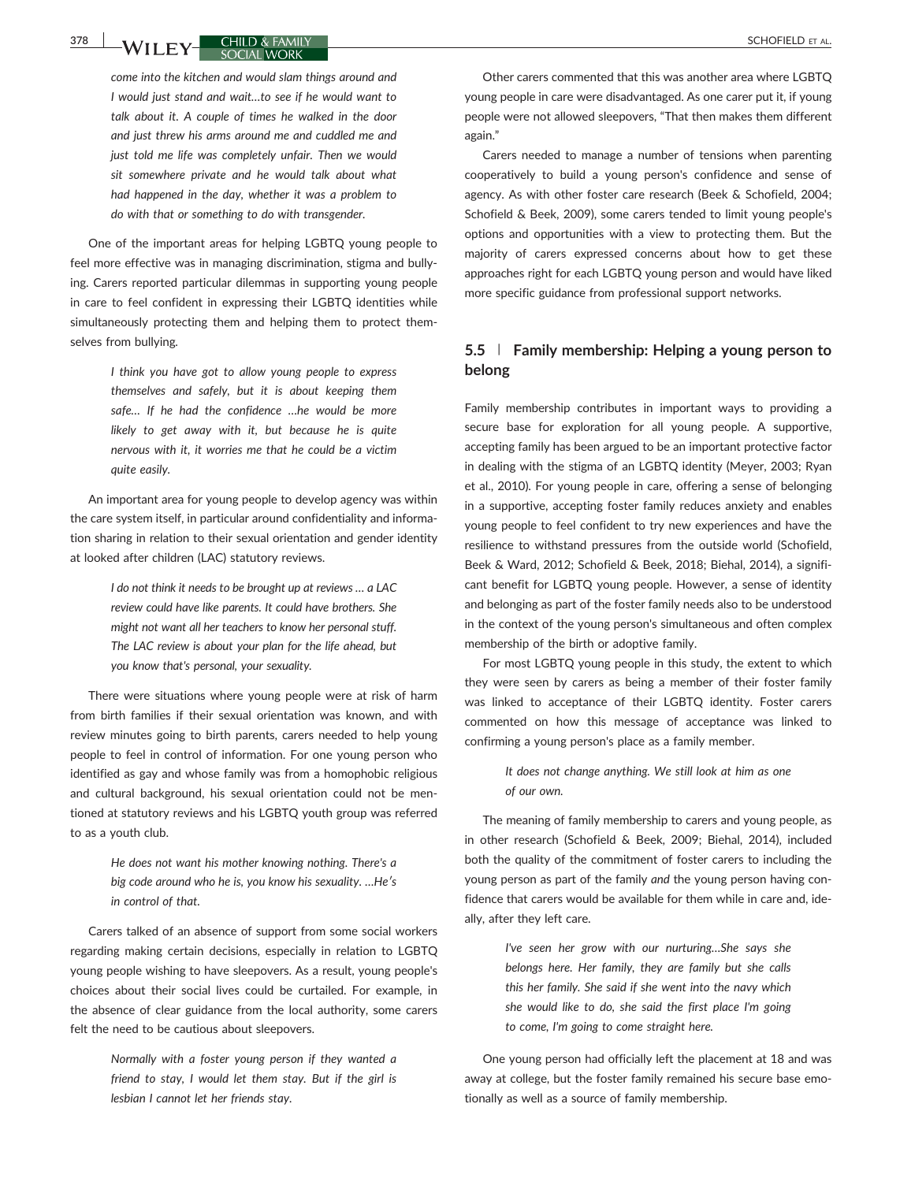*come into the kitchen and would slam things around and I would just stand and wait…to see if he would want to talk about it. A couple of times he walked in the door and just threw his arms around me and cuddled me and just told me life was completely unfair. Then we would sit somewhere private and he would talk about what had happened in the day, whether it was a problem to do with that or something to do with transgender.*

One of the important areas for helping LGBTQ young people to feel more effective was in managing discrimination, stigma and bullying. Carers reported particular dilemmas in supporting young people in care to feel confident in expressing their LGBTQ identities while simultaneously protecting them and helping them to protect themselves from bullying.

> *I think you have got to allow young people to express themselves and safely, but it is about keeping them safe… If he had the confidence …he would be more likely to get away with it, but because he is quite nervous with it, it worries me that he could be a victim quite easily.*

An important area for young people to develop agency was within the care system itself, in particular around confidentiality and information sharing in relation to their sexual orientation and gender identity at looked after children (LAC) statutory reviews.

> *I do not think it needs to be brought up at reviews … a LAC review could have like parents. It could have brothers. She might not want all her teachers to know her personal stuff. The LAC review is about your plan for the life ahead, but you know that's personal, your sexuality.*

There were situations where young people were at risk of harm from birth families if their sexual orientation was known, and with review minutes going to birth parents, carers needed to help young people to feel in control of information. For one young person who identified as gay and whose family was from a homophobic religious and cultural background, his sexual orientation could not be mentioned at statutory reviews and his LGBTQ youth group was referred to as a youth club.

> *He does not want his mother knowing nothing. There's a big code around who he is, you know his sexuality. …He's in control of that.*

Carers talked of an absence of support from some social workers regarding making certain decisions, especially in relation to LGBTQ young people wishing to have sleepovers. As a result, young people's choices about their social lives could be curtailed. For example, in the absence of clear guidance from the local authority, some carers felt the need to be cautious about sleepovers.

> *Normally with a foster young person if they wanted a friend to stay, I would let them stay. But if the girl is lesbian I cannot let her friends stay.*

Other carers commented that this was another area where LGBTQ young people in care were disadvantaged. As one carer put it, if young people were not allowed sleepovers, "That then makes them different again."

Carers needed to manage a number of tensions when parenting cooperatively to build a young person's confidence and sense of agency. As with other foster care research (Beek & Schofield, 2004; Schofield & Beek, 2009), some carers tended to limit young people's options and opportunities with a view to protecting them. But the majority of carers expressed concerns about how to get these approaches right for each LGBTQ young person and would have liked more specific guidance from professional support networks.

## 5.5 | Family membership: Helping a young person to belong

Family membership contributes in important ways to providing a secure base for exploration for all young people. A supportive, accepting family has been argued to be an important protective factor in dealing with the stigma of an LGBTQ identity (Meyer, 2003; Ryan et al., 2010). For young people in care, offering a sense of belonging in a supportive, accepting foster family reduces anxiety and enables young people to feel confident to try new experiences and have the resilience to withstand pressures from the outside world (Schofield, Beek & Ward, 2012; Schofield & Beek, 2018; Biehal, 2014), a significant benefit for LGBTQ young people. However, a sense of identity and belonging as part of the foster family needs also to be understood in the context of the young person's simultaneous and often complex membership of the birth or adoptive family.

For most LGBTQ young people in this study, the extent to which they were seen by carers as being a member of their foster family was linked to acceptance of their LGBTQ identity. Foster carers commented on how this message of acceptance was linked to confirming a young person's place as a family member.

> *It does not change anything. We still look at him as one of our own.*

The meaning of family membership to carers and young people, as in other research (Schofield & Beek, 2009; Biehal, 2014), included both the quality of the commitment of foster carers to including the young person as part of the family *and* the young person having confidence that carers would be available for them while in care and, ideally, after they left care.

> *I've seen her grow with our nurturing…She says she belongs here. Her family, they are family but she calls this her family. She said if she went into the navy which she would like to do, she said the first place I'm going to come, I'm going to come straight here.*

One young person had officially left the placement at 18 and was away at college, but the foster family remained his secure base emotionally as well as a source of family membership.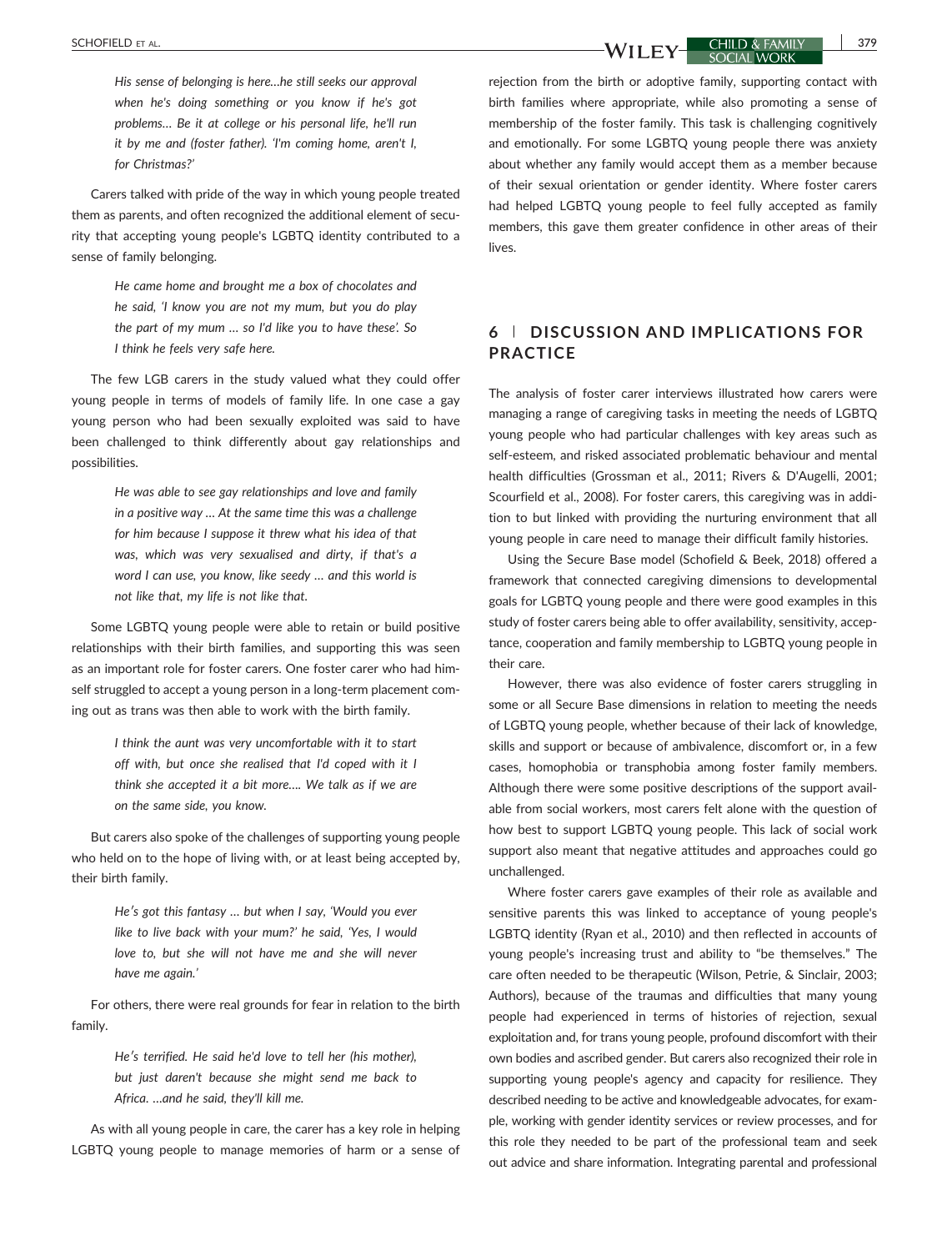> *His sense of belonging is here…he still seeks our approval when he's doing something or you know if he's got problems… Be it at college or his personal life, he'll run it by me and (foster father). 'I'm coming home, aren't I, for Christmas?'*

Carers talked with pride of the way in which young people treated them as parents, and often recognized the additional element of security that accepting young people's LGBTQ identity contributed to a sense of family belonging.

> *He came home and brought me a box of chocolates and he said, 'I know you are not my mum, but you do play the part of my mum … so I'd like you to have these'. So I think he feels very safe here.*

The few LGB carers in the study valued what they could offer young people in terms of models of family life. In one case a gay young person who had been sexually exploited was said to have been challenged to think differently about gay relationships and possibilities.

> *He was able to see gay relationships and love and family in a positive way … At the same time this was a challenge for him because I suppose it threw what his idea of that was, which was very sexualised and dirty, if that's a word I can use, you know, like seedy … and this world is not like that, my life is not like that.*

Some LGBTQ young people were able to retain or build positive relationships with their birth families, and supporting this was seen as an important role for foster carers. One foster carer who had himself struggled to accept a young person in a long-term placement coming out as trans was then able to work with the birth family.

> *I think the aunt was very uncomfortable with it to start off with, but once she realised that I'd coped with it I think she accepted it a bit more…. We talk as if we are on the same side, you know.*

But carers also spoke of the challenges of supporting young people who held on to the hope of living with, or at least being accepted by, their birth family.

> *He's got this fantasy … but when I say, 'Would you ever like to live back with your mum?' he said, 'Yes, I would love to, but she will not have me and she will never have me again.'*

For others, there were real grounds for fear in relation to the birth family.

> *He's terrified. He said he'd love to tell her (his mother), but just daren't because she might send me back to Africa. …and he said, they'll kill me.*

As with all young people in care, the carer has a key role in helping LGBTQ young people to manage memories of harm or a sense of rejection from the birth or adoptive family, supporting contact with birth families where appropriate, while also promoting a sense of membership of the foster family. This task is challenging cognitively and emotionally. For some LGBTQ young people there was anxiety about whether any family would accept them as a member because of their sexual orientation or gender identity. Where foster carers had helped LGBTQ young people to feel fully accepted as family members, this gave them greater confidence in other areas of their lives.

## 6 | DISCUSSION AND IMPLICATIONS FOR PRACTICE

The analysis of foster carer interviews illustrated how carers were managing a range of caregiving tasks in meeting the needs of LGBTQ young people who had particular challenges with key areas such as self-esteem, and risked associated problematic behaviour and mental health difficulties (Grossman et al., 2011; Rivers & D'Augelli, 2001; Scourfield et al., 2008). For foster carers, this caregiving was in addition to but linked with providing the nurturing environment that all young people in care need to manage their difficult family histories.

Using the Secure Base model (Schofield & Beek, 2018) offered a framework that connected caregiving dimensions to developmental goals for LGBTQ young people and there were good examples in this study of foster carers being able to offer availability, sensitivity, acceptance, cooperation and family membership to LGBTQ young people in their care.

However, there was also evidence of foster carers struggling in some or all Secure Base dimensions in relation to meeting the needs of LGBTQ young people, whether because of their lack of knowledge, skills and support or because of ambivalence, discomfort or, in a few cases, homophobia or transphobia among foster family members. Although there were some positive descriptions of the support available from social workers, most carers felt alone with the question of how best to support LGBTQ young people. This lack of social work support also meant that negative attitudes and approaches could go unchallenged.

Where foster carers gave examples of their role as available and sensitive parents this was linked to acceptance of young people's LGBTQ identity (Ryan et al., 2010) and then reflected in accounts of young people's increasing trust and ability to "be themselves." The care often needed to be therapeutic (Wilson, Petrie, & Sinclair, 2003; Authors), because of the traumas and difficulties that many young people had experienced in terms of histories of rejection, sexual exploitation and, for trans young people, profound discomfort with their own bodies and ascribed gender. But carers also recognized their role in supporting young people's agency and capacity for resilience. They described needing to be active and knowledgeable advocates, for example, working with gender identity services or review processes, and for this role they needed to be part of the professional team and seek out advice and share information. Integrating parental and professional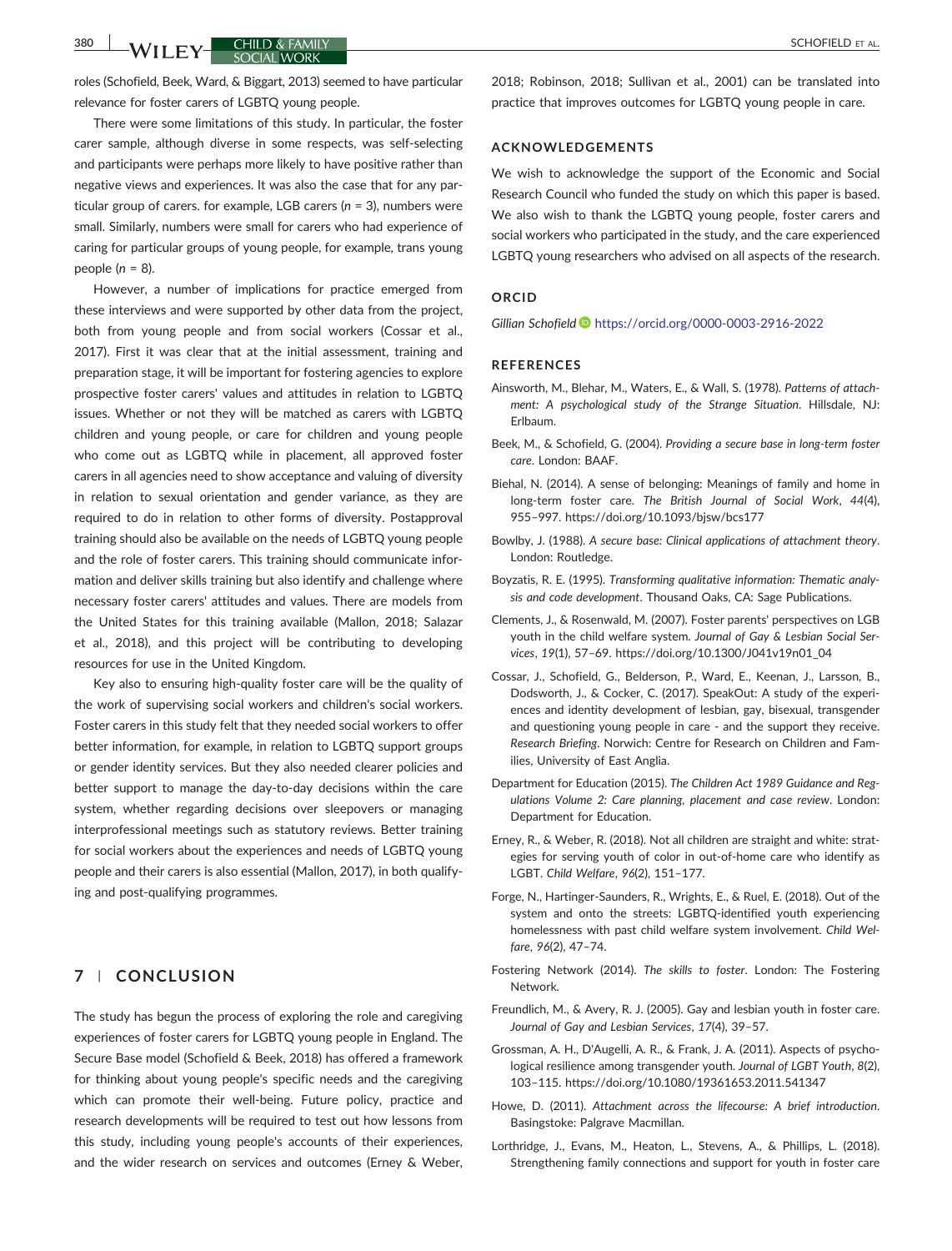roles (Schofield, Beek, Ward, & Biggart, 2013) seemed to have particular relevance for foster carers of LGBTQ young people.

There were some limitations of this study. In particular, the foster carer sample, although diverse in some respects, was self-selecting and participants were perhaps more likely to have positive rather than negative views and experiences. It was also the case that for any particular group of carers. for example, LGB carers (*n* = 3), numbers were small. Similarly, numbers were small for carers who had experience of caring for particular groups of young people, for example, trans young people (*n* = 8).

However, a number of implications for practice emerged from these interviews and were supported by other data from the project, both from young people and from social workers (Cossar et al., 2017). First it was clear that at the initial assessment, training and preparation stage, it will be important for fostering agencies to explore prospective foster carers' values and attitudes in relation to LGBTQ issues. Whether or not they will be matched as carers with LGBTQ children and young people, or care for children and young people who come out as LGBTQ while in placement, all approved foster carers in all agencies need to show acceptance and valuing of diversity in relation to sexual orientation and gender variance, as they are required to do in relation to other forms of diversity. Postapproval training should also be available on the needs of LGBTQ young people and the role of foster carers. This training should communicate information and deliver skills training but also identify and challenge where necessary foster carers' attitudes and values. There are models from the United States for this training available (Mallon, 2018; Salazar et al., 2018), and this project will be contributing to developing resources for use in the United Kingdom.

Key also to ensuring high-quality foster care will be the quality of the work of supervising social workers and children's social workers. Foster carers in this study felt that they needed social workers to offer better information, for example, in relation to LGBTQ support groups or gender identity services. But they also needed clearer policies and better support to manage the day-to-day decisions within the care system, whether regarding decisions over sleepovers or managing interprofessional meetings such as statutory reviews. Better training for social workers about the experiences and needs of LGBTQ young people and their carers is also essential (Mallon, 2017), in both qualifying and post-qualifying programmes.

## 7 | CONCLUSION

The study has begun the process of exploring the role and caregiving experiences of foster carers for LGBTQ young people in England. The Secure Base model (Schofield & Beek, 2018) has offered a framework for thinking about young people's specific needs and the caregiving which can promote their well-being. Future policy, practice and research developments will be required to test out how lessons from this study, including young people's accounts of their experiences, and the wider research on services and outcomes (Erney & Weber, 2018; Robinson, 2018; Sullivan et al., 2001) can be translated into practice that improves outcomes for LGBTQ young people in care.

### ACKNOWLEDGEMENTS

We wish to acknowledge the support of the Economic and Social Research Council who funded the study on which this paper is based. We also wish to thank the LGBTQ young people, foster carers and social workers who participated in the study, and the care experienced LGBTQ young researchers who advised on all aspects of the research.

### ORCID

*Gillian Schofield* https://orcid.org/0000-0003-2916-2022

### REFERENCES

Ainsworth, M., Blehar, M., Waters, E., & Wall, S. (1978). *Patterns of attachment: A psychological study of the Strange Situation*. Hillsdale, NJ: Erlbaum.

Beek, M., & Schofield, G. (2004). *Providing a secure base in long-term foster care*. London: BAAF.

Biehal, N. (2014). A sense of belonging: Meanings of family and home in long-term foster care. *The British Journal of Social Work*, *44*(4), 955–997. https://doi.org/10.1093/bjsw/bcs177

Bowlby, J. (1988). *A secure base: Clinical applications of attachment theory*. London: Routledge.

Boyzatis, R. E. (1995). *Transforming qualitative information: Thematic analysis and code development*. Thousand Oaks, CA: Sage Publications.

Clements, J., & Rosenwald, M. (2007). Foster parents' perspectives on LGB youth in the child welfare system. *Journal of Gay & Lesbian Social Services*, *19*(1), 57–69. https://doi.org/10.1300/J041v19n01_04

Cossar, J., Schofield, G., Belderson, P., Ward, E., Keenan, J., Larsson, B., Dodsworth, J., & Cocker, C. (2017). SpeakOut: A study of the experiences and identity development of lesbian, gay, bisexual, transgender and questioning young people in care - and the support they receive. *Research Briefing*. Norwich: Centre for Research on Children and Families, University of East Anglia.

Department for Education (2015). *The Children Act 1989 Guidance and Regulations Volume 2: Care planning, placement and case review*. London: Department for Education.

Erney, R., & Weber, R. (2018). Not all children are straight and white: strategies for serving youth of color in out-of-home care who identify as LGBT. *Child Welfare*, *96*(2), 151–177.

Forge, N., Hartinger-Saunders, R., Wrights, E., & Ruel, E. (2018). Out of the system and onto the streets: LGBTQ-identified youth experiencing homelessness with past child welfare system involvement. *Child Welfare*, *96*(2), 47–74.

Fostering Network (2014). *The skills to foster*. London: The Fostering Network.

Freundlich, M., & Avery, R. J. (2005). Gay and lesbian youth in foster care. *Journal of Gay and Lesbian Services*, *17*(4), 39–57.

Grossman, A. H., D'Augelli, A. R., & Frank, J. A. (2011). Aspects of psychological resilience among transgender youth. *Journal of LGBT Youth*, *8*(2), 103–115. https://doi.org/10.1080/19361653.2011.541347

Howe, D. (2011). *Attachment across the lifecourse: A brief introduction*. Basingstoke: Palgrave Macmillan.

Lorthridge, J., Evans, M., Heaton, L., Stevens, A., & Phillips, L. (2018). Strengthening family connections and support for youth in foster care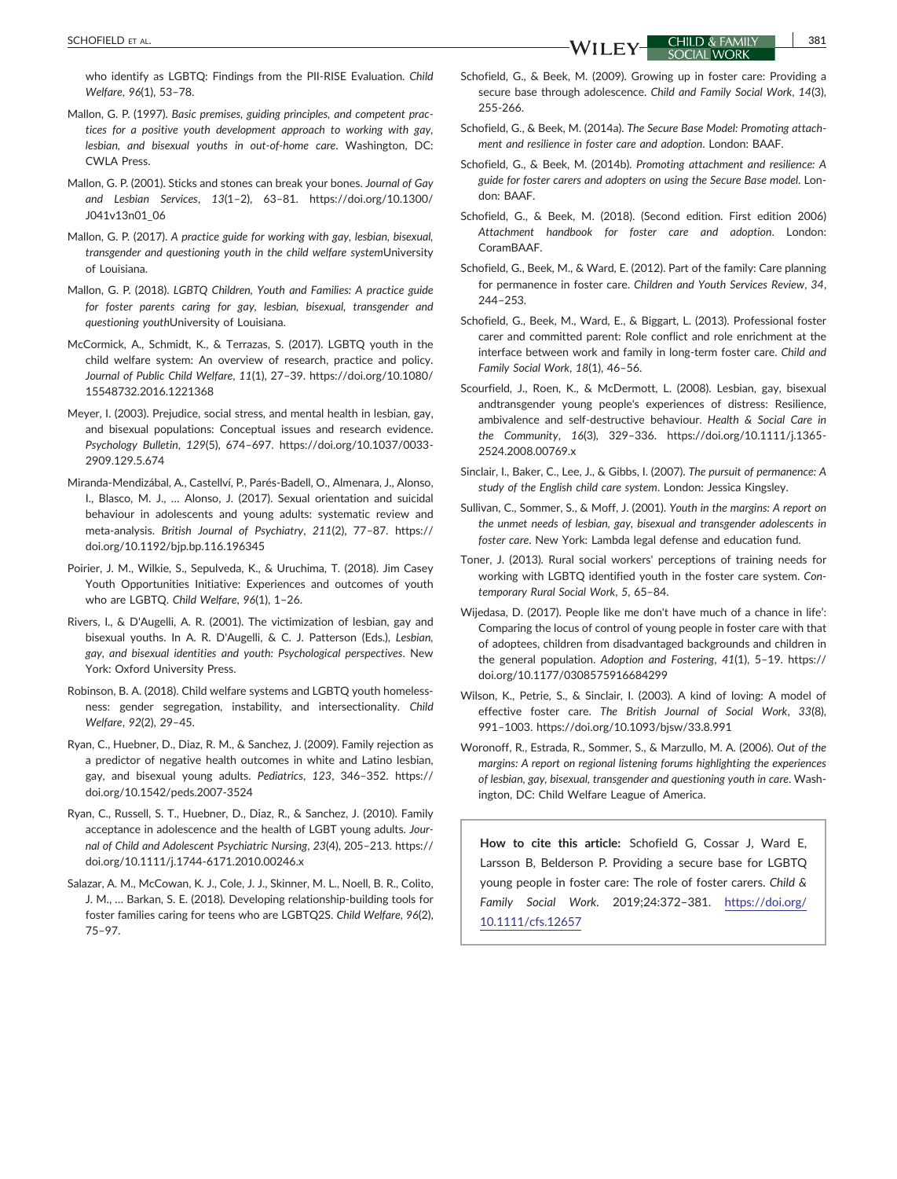who identify as LGBTQ: Findings from the PII-RISE Evaluation. *Child Welfare*, *96*(1), 53–78.

Mallon, G. P. (1997). *Basic premises, guiding principles, and competent practices for a positive youth development approach to working with gay, lesbian, and bisexual youths in out-of-home care*. Washington, DC: CWLA Press.

Mallon, G. P. (2001). Sticks and stones can break your bones. *Journal of Gay and Lesbian Services*, *13*(1–2), 63–81. https://doi.org/10.1300/J041v13n01_06

Mallon, G. P. (2017). *A practice guide for working with gay, lesbian, bisexual, transgender and questioning youth in the child welfare system*University of Louisiana.

Mallon, G. P. (2018). *LGBTQ Children, Youth and Families: A practice guide for foster parents caring for gay, lesbian, bisexual, transgender and questioning youth*University of Louisiana.

McCormick, A., Schmidt, K., & Terrazas, S. (2017). LGBTQ youth in the child welfare system: An overview of research, practice and policy. *Journal of Public Child Welfare*, *11*(1), 27–39. https://doi.org/10.1080/15548732.2016.1221368

Meyer, I. (2003). Prejudice, social stress, and mental health in lesbian, gay, and bisexual populations: Conceptual issues and research evidence. *Psychology Bulletin*, *129*(5), 674–697. https://doi.org/10.1037/0033-2909.129.5.674

Miranda-Mendizábal, A., Castellví, P., Parés-Badell, O., Almenara, J., Alonso, I., Blasco, M. J., … Alonso, J. (2017). Sexual orientation and suicidal behaviour in adolescents and young adults: systematic review and meta-analysis. *British Journal of Psychiatry*, *211*(2), 77–87. https://doi.org/10.1192/bjp.bp.116.196345

Poirier, J. M., Wilkie, S., Sepulveda, K., & Uruchima, T. (2018). Jim Casey Youth Opportunities Initiative: Experiences and outcomes of youth who are LGBTQ. *Child Welfare*, *96*(1), 1–26.

Rivers, I., & D'Augelli, A. R. (2001). The victimization of lesbian, gay and bisexual youths. In A. R. D'Augelli, & C. J. Patterson (Eds.), *Lesbian, gay, and bisexual identities and youth: Psychological perspectives*. New York: Oxford University Press.

Robinson, B. A. (2018). Child welfare systems and LGBTQ youth homelessness: gender segregation, instability, and intersectionality. *Child Welfare*, *92*(2), 29–45.

Ryan, C., Huebner, D., Diaz, R. M., & Sanchez, J. (2009). Family rejection as a predictor of negative health outcomes in white and Latino lesbian, gay, and bisexual young adults. *Pediatrics*, *123*, 346–352. https://doi.org/10.1542/peds.2007-3524

Ryan, C., Russell, S. T., Huebner, D., Diaz, R., & Sanchez, J. (2010). Family acceptance in adolescence and the health of LGBT young adults. *Journal of Child and Adolescent Psychiatric Nursing*, *23*(4), 205–213. https://doi.org/10.1111/j.1744-6171.2010.00246.x

Salazar, A. M., McCowan, K. J., Cole, J. J., Skinner, M. L., Noell, B. R., Colito, J. M., … Barkan, S. E. (2018). Developing relationship-building tools for foster families caring for teens who are LGBTQ2S. *Child Welfare*, *96*(2), 75–97.

Schofield, G., & Beek, M. (2009). Growing up in foster care: Providing a secure base through adolescence. *Child and Family Social Work*, *14*(3), 255-266.

Schofield, G., & Beek, M. (2014a). *The Secure Base Model: Promoting attachment and resilience in foster care and adoption*. London: BAAF.

Schofield, G., & Beek, M. (2014b). *Promoting attachment and resilience: A guide for foster carers and adopters on using the Secure Base model*. London: BAAF.

Schofield, G., & Beek, M. (2018). (Second edition. First edition 2006) *Attachment handbook for foster care and adoption*. London: CoramBAAF.

Schofield, G., Beek, M., & Ward, E. (2012). Part of the family: Care planning for permanence in foster care. *Children and Youth Services Review*, *34*, 244–253.

Schofield, G., Beek, M., Ward, E., & Biggart, L. (2013). Professional foster carer and committed parent: Role conflict and role enrichment at the interface between work and family in long-term foster care. *Child and Family Social Work*, *18*(1), 46–56.

Scourfield, J., Roen, K., & McDermott, L. (2008). Lesbian, gay, bisexual andtransgender young people's experiences of distress: Resilience, ambivalence and self-destructive behaviour. *Health & Social Care in the Community*, *16*(3), 329–336. https://doi.org/10.1111/j.1365-2524.2008.00769.x

Sinclair, I., Baker, C., Lee, J., & Gibbs, I. (2007). *The pursuit of permanence: A study of the English child care system*. London: Jessica Kingsley.

Sullivan, C., Sommer, S., & Moff, J. (2001). *Youth in the margins: A report on the unmet needs of lesbian, gay, bisexual and transgender adolescents in foster care*. New York: Lambda legal defense and education fund.

Toner, J. (2013). Rural social workers' perceptions of training needs for working with LGBTQ identified youth in the foster care system. *Contemporary Rural Social Work*, *5*, 65–84.

Wijedasa, D. (2017). People like me don't have much of a chance in life': Comparing the locus of control of young people in foster care with that of adoptees, children from disadvantaged backgrounds and children in the general population. *Adoption and Fostering*, *41*(1), 5–19. https://doi.org/10.1177/0308575916684299

Wilson, K., Petrie, S., & Sinclair, I. (2003). A kind of loving: A model of effective foster care. *The British Journal of Social Work*, *33*(8), 991–1003. https://doi.org/10.1093/bjsw/33.8.991

Woronoff, R., Estrada, R., Sommer, S., & Marzullo, M. A. (2006). *Out of the margins: A report on regional listening forums highlighting the experiences of lesbian, gay, bisexual, transgender and questioning youth in care*. Washington, DC: Child Welfare League of America.

**How to cite this article:** Schofield G, Cossar J, Ward E, Larsson B, Belderson P. Providing a secure base for LGBTQ young people in foster care: The role of foster carers. *Child & Family Social Work*. 2019;24:372–381. https://doi.org/10.1111/cfs.12657